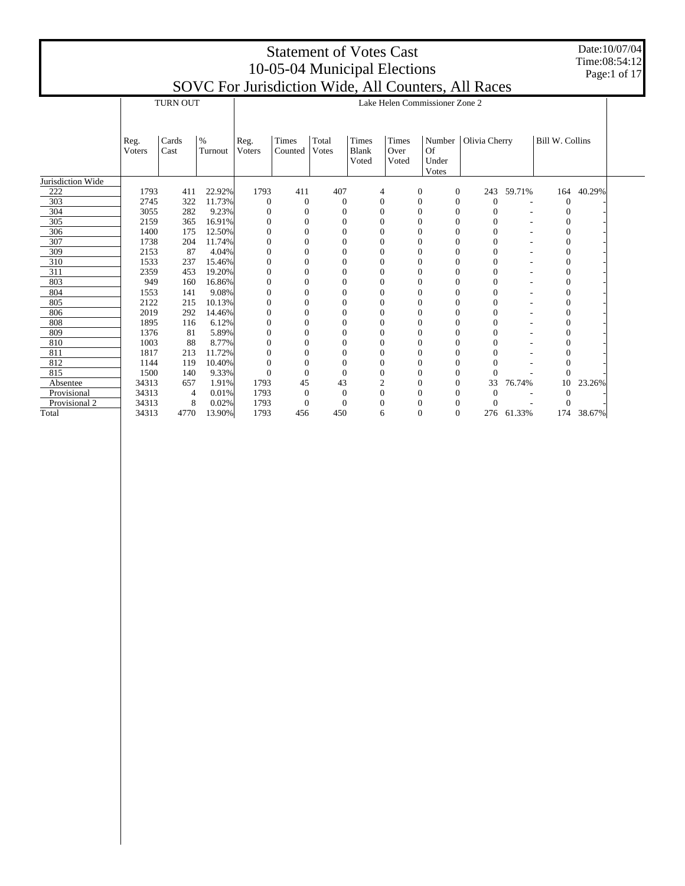# Statement of Votes Cast

## 10-05-04 Municipal Elections

## SOVC For Jurisdiction Wide, All Counters, All Races

Date:10/07/04
Time:08:54:12

| | TURN OUT | | | Lake Helen Commissioner Zone 2 | | | | | | | | | | |
|---|---|---|---|---|---|---|---|---|---|---|---|---|---|---|
| | Reg. Voters | Cards Cast | % Turnout | Reg. Voters | Times Counted | Total Votes | Times Blank Voted | Times Over Voted | Number Of Under Votes | Olivia Cherry | | Bill W. Collins | | |
| Jurisdiction Wide | | | | | | | | | | | | | | |
| 222 | 1793 | 411 | 22.92% | 1793 | 411 | 407 | 4 | 0 | 0 | 243 | 59.71% | 164 | 40.29% | |
| 303 | 2745 | 322 | 11.73% | 0 | 0 | 0 | 0 | 0 | 0 | 0 | - | 0 | - | |
| 304 | 3055 | 282 | 9.23% | 0 | 0 | 0 | 0 | 0 | 0 | 0 | - | 0 | - | |
| 305 | 2159 | 365 | 16.91% | 0 | 0 | 0 | 0 | 0 | 0 | 0 | - | 0 | - | |
| 306 | 1400 | 175 | 12.50% | 0 | 0 | 0 | 0 | 0 | 0 | 0 | - | 0 | - | |
| 307 | 1738 | 204 | 11.74% | 0 | 0 | 0 | 0 | 0 | 0 | 0 | - | 0 | - | |
| 309 | 2153 | 87 | 4.04% | 0 | 0 | 0 | 0 | 0 | 0 | 0 | - | 0 | - | |
| 310 | 1533 | 237 | 15.46% | 0 | 0 | 0 | 0 | 0 | 0 | 0 | - | 0 | - | |
| 311 | 2359 | 453 | 19.20% | 0 | 0 | 0 | 0 | 0 | 0 | 0 | - | 0 | - | |
| 803 | 949 | 160 | 16.86% | 0 | 0 | 0 | 0 | 0 | 0 | 0 | - | 0 | - | |
| 804 | 1553 | 141 | 9.08% | 0 | 0 | 0 | 0 | 0 | 0 | 0 | - | 0 | - | |
| 805 | 2122 | 215 | 10.13% | 0 | 0 | 0 | 0 | 0 | 0 | 0 | - | 0 | - | |
| 806 | 2019 | 292 | 14.46% | 0 | 0 | 0 | 0 | 0 | 0 | 0 | - | 0 | - | |
| 808 | 1895 | 116 | 6.12% | 0 | 0 | 0 | 0 | 0 | 0 | 0 | - | 0 | - | |
| 809 | 1376 | 81 | 5.89% | 0 | 0 | 0 | 0 | 0 | 0 | 0 | - | 0 | - | |
| 810 | 1003 | 88 | 8.77% | 0 | 0 | 0 | 0 | 0 | 0 | 0 | - | 0 | - | |
| 811 | 1817 | 213 | 11.72% | 0 | 0 | 0 | 0 | 0 | 0 | 0 | - | 0 | - | |
| 812 | 1144 | 119 | 10.40% | 0 | 0 | 0 | 0 | 0 | 0 | 0 | - | 0 | - | |
| 815 | 1500 | 140 | 9.33% | 0 | 0 | 0 | 0 | 0 | 0 | 0 | - | 0 | - | |
| Absentee | 34313 | 657 | 1.91% | 1793 | 45 | 43 | 2 | 0 | 0 | 33 | 76.74% | 10 | 23.26% | |
| Provisional | 34313 | 4 | 0.01% | 1793 | 0 | 0 | 0 | 0 | 0 | 0 | - | 0 | - | |
| Provisional 2 | 34313 | 8 | 0.02% | 1793 | 0 | 0 | 0 | 0 | 0 | 0 | - | 0 | - | |
| Total | 34313 | 4770 | 13.90% | 1793 | 456 | 450 | 6 | 0 | 0 | 276 | 61.33% | 174 | 38.67% | |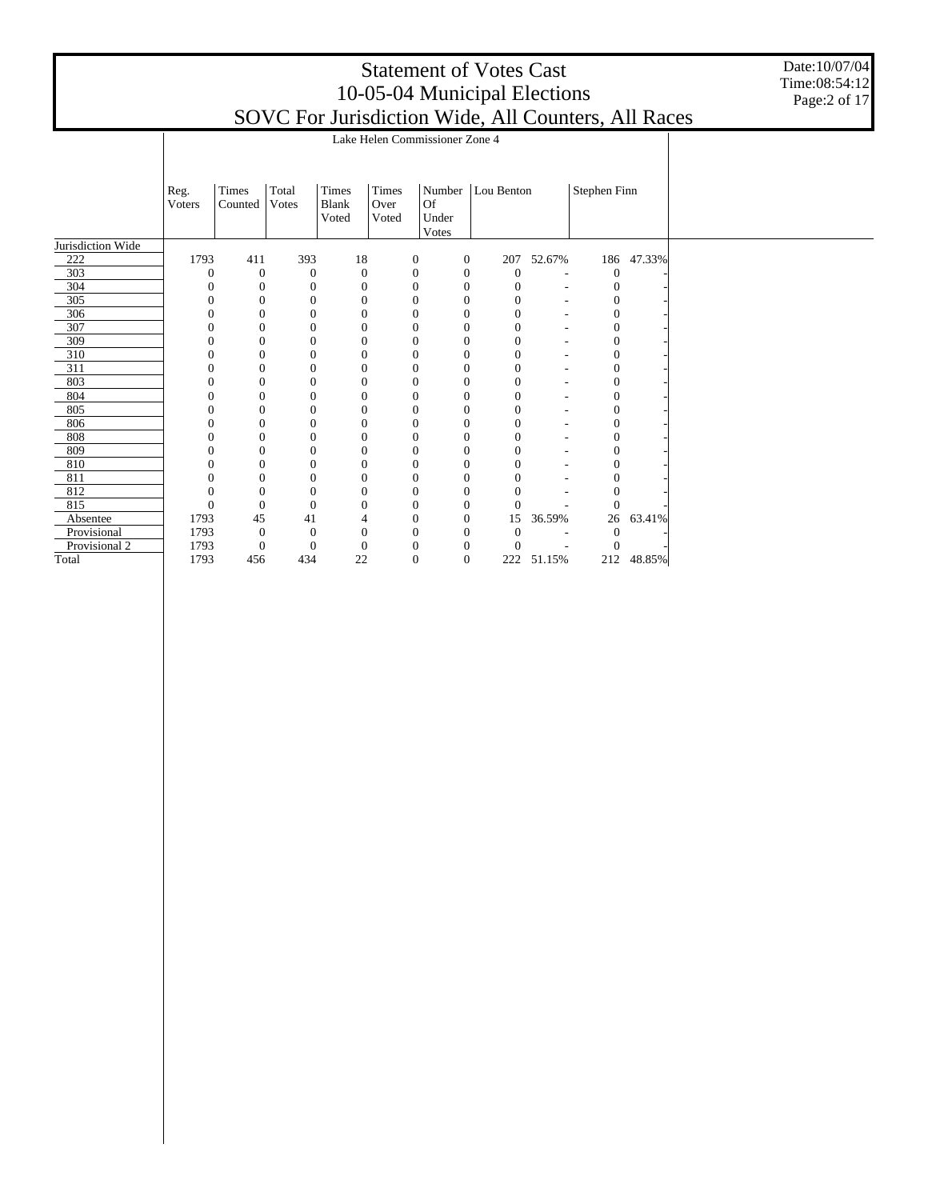# Statement of Votes Cast
## 10-05-04 Municipal Elections
## SOVC For Jurisdiction Wide, All Counters, All Races

Date:10/07/04
Time:08:54:12

Lake Helen Commissioner Zone 4

| | Reg. Voters | Times Counted | Total Votes | Times Blank Voted | Times Over Voted | Number Of Under Votes | Lou Benton | | Stephen Finn | |
|---|---|---|---|---|---|---|---|---|---|---|
| Jurisdiction Wide | | | | | | | | | | |
| 222 | 1793 | 411 | 393 | 18 | 0 | 0 | 207 | 52.67% | 186 | 47.33% |
| 303 | 0 | 0 | 0 | 0 | 0 | 0 | 0 | - | 0 | - |
| 304 | 0 | 0 | 0 | 0 | 0 | 0 | 0 | - | 0 | - |
| 305 | 0 | 0 | 0 | 0 | 0 | 0 | 0 | - | 0 | - |
| 306 | 0 | 0 | 0 | 0 | 0 | 0 | 0 | - | 0 | - |
| 307 | 0 | 0 | 0 | 0 | 0 | 0 | 0 | - | 0 | - |
| 309 | 0 | 0 | 0 | 0 | 0 | 0 | 0 | - | 0 | - |
| 310 | 0 | 0 | 0 | 0 | 0 | 0 | 0 | - | 0 | - |
| 311 | 0 | 0 | 0 | 0 | 0 | 0 | 0 | - | 0 | - |
| 803 | 0 | 0 | 0 | 0 | 0 | 0 | 0 | - | 0 | - |
| 804 | 0 | 0 | 0 | 0 | 0 | 0 | 0 | - | 0 | - |
| 805 | 0 | 0 | 0 | 0 | 0 | 0 | 0 | - | 0 | - |
| 806 | 0 | 0 | 0 | 0 | 0 | 0 | 0 | - | 0 | - |
| 808 | 0 | 0 | 0 | 0 | 0 | 0 | 0 | - | 0 | - |
| 809 | 0 | 0 | 0 | 0 | 0 | 0 | 0 | - | 0 | - |
| 810 | 0 | 0 | 0 | 0 | 0 | 0 | 0 | - | 0 | - |
| 811 | 0 | 0 | 0 | 0 | 0 | 0 | 0 | - | 0 | - |
| 812 | 0 | 0 | 0 | 0 | 0 | 0 | 0 | - | 0 | - |
| 815 | 0 | 0 | 0 | 0 | 0 | 0 | 0 | - | 0 | - |
| Absentee | 1793 | 45 | 41 | 4 | 0 | 0 | 15 | 36.59% | 26 | 63.41% |
| Provisional | 1793 | 0 | 0 | 0 | 0 | 0 | 0 | - | 0 | - |
| Provisional 2 | 1793 | 0 | 0 | 0 | 0 | 0 | 0 | - | 0 | - |
| Total | 1793 | 456 | 434 | 22 | 0 | 0 | 222 | 51.15% | 212 | 48.85% |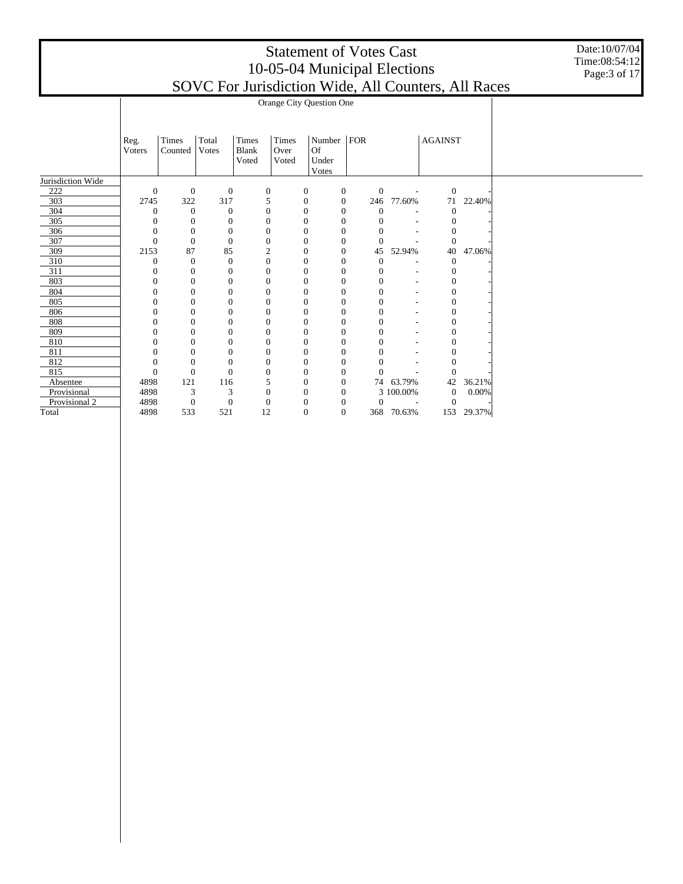# Statement of Votes Cast
## 10-05-04 Municipal Elections
## SOVC For Jurisdiction Wide, All Counters, All Races

Date:10/07/04
Time:08:54:12

Orange City Question One

| | Reg. Voters | Times Counted | Total Votes | Times Blank Voted | Times Over Voted | Number Of Under Votes | FOR | | AGAINST | |
|---|---|---|---|---|---|---|---|---|---|---|
| Jurisdiction Wide | | | | | | | | | | |
| 222 | 0 | 0 | 0 | 0 | 0 | 0 | 0 | - | 0 | - |
| 303 | 2745 | 322 | 317 | 5 | 0 | 0 | 246 | 77.60% | 71 | 22.40% |
| 304 | 0 | 0 | 0 | 0 | 0 | 0 | 0 | - | 0 | - |
| 305 | 0 | 0 | 0 | 0 | 0 | 0 | 0 | - | 0 | - |
| 306 | 0 | 0 | 0 | 0 | 0 | 0 | 0 | - | 0 | - |
| 307 | 0 | 0 | 0 | 0 | 0 | 0 | 0 | - | 0 | - |
| 309 | 2153 | 87 | 85 | 2 | 0 | 0 | 45 | 52.94% | 40 | 47.06% |
| 310 | 0 | 0 | 0 | 0 | 0 | 0 | 0 | - | 0 | - |
| 311 | 0 | 0 | 0 | 0 | 0 | 0 | 0 | - | 0 | - |
| 803 | 0 | 0 | 0 | 0 | 0 | 0 | 0 | - | 0 | - |
| 804 | 0 | 0 | 0 | 0 | 0 | 0 | 0 | - | 0 | - |
| 805 | 0 | 0 | 0 | 0 | 0 | 0 | 0 | - | 0 | - |
| 806 | 0 | 0 | 0 | 0 | 0 | 0 | 0 | - | 0 | - |
| 808 | 0 | 0 | 0 | 0 | 0 | 0 | 0 | - | 0 | - |
| 809 | 0 | 0 | 0 | 0 | 0 | 0 | 0 | - | 0 | - |
| 810 | 0 | 0 | 0 | 0 | 0 | 0 | 0 | - | 0 | - |
| 811 | 0 | 0 | 0 | 0 | 0 | 0 | 0 | - | 0 | - |
| 812 | 0 | 0 | 0 | 0 | 0 | 0 | 0 | - | 0 | - |
| 815 | 0 | 0 | 0 | 0 | 0 | 0 | 0 | - | 0 | - |
| Absentee | 4898 | 121 | 116 | 5 | 0 | 0 | 74 | 63.79% | 42 | 36.21% |
| Provisional | 4898 | 3 | 3 | 0 | 0 | 0 | 3 | 100.00% | 0 | 0.00% |
| Provisional 2 | 4898 | 0 | 0 | 0 | 0 | 0 | 0 | - | 0 | - |
| Total | 4898 | 533 | 521 | 12 | 0 | 0 | 368 | 70.63% | 153 | 29.37% |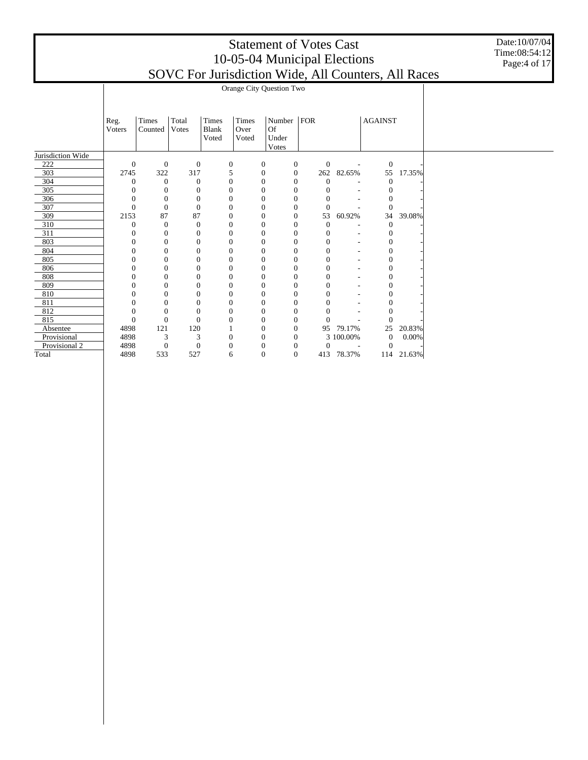# Statement of Votes Cast
## 10-05-04 Municipal Elections
## SOVC For Jurisdiction Wide, All Counters, All Races

Date:10/07/04
Time:08:54:12

**Orange City Question Two**

| | Reg. Voters | Times Counted | Total Votes | Times Blank Voted | Times Over Voted | Number Of Under Votes | FOR | | AGAINST | |
|---|---|---|---|---|---|---|---|---|---|---|
| Jurisdiction Wide | | | | | | | | | | |
| 222 | 0 | 0 | 0 | 0 | 0 | 0 | 0 | - | 0 | - |
| 303 | 2745 | 322 | 317 | 5 | 0 | 0 | 262 | 82.65% | 55 | 17.35% |
| 304 | 0 | 0 | 0 | 0 | 0 | 0 | 0 | - | 0 | - |
| 305 | 0 | 0 | 0 | 0 | 0 | 0 | 0 | - | 0 | - |
| 306 | 0 | 0 | 0 | 0 | 0 | 0 | 0 | - | 0 | - |
| 307 | 0 | 0 | 0 | 0 | 0 | 0 | 0 | - | 0 | - |
| 309 | 2153 | 87 | 87 | 0 | 0 | 0 | 53 | 60.92% | 34 | 39.08% |
| 310 | 0 | 0 | 0 | 0 | 0 | 0 | 0 | - | 0 | - |
| 311 | 0 | 0 | 0 | 0 | 0 | 0 | 0 | - | 0 | - |
| 803 | 0 | 0 | 0 | 0 | 0 | 0 | 0 | - | 0 | - |
| 804 | 0 | 0 | 0 | 0 | 0 | 0 | 0 | - | 0 | - |
| 805 | 0 | 0 | 0 | 0 | 0 | 0 | 0 | - | 0 | - |
| 806 | 0 | 0 | 0 | 0 | 0 | 0 | 0 | - | 0 | - |
| 808 | 0 | 0 | 0 | 0 | 0 | 0 | 0 | - | 0 | - |
| 809 | 0 | 0 | 0 | 0 | 0 | 0 | 0 | - | 0 | - |
| 810 | 0 | 0 | 0 | 0 | 0 | 0 | 0 | - | 0 | - |
| 811 | 0 | 0 | 0 | 0 | 0 | 0 | 0 | - | 0 | - |
| 812 | 0 | 0 | 0 | 0 | 0 | 0 | 0 | - | 0 | - |
| 815 | 0 | 0 | 0 | 0 | 0 | 0 | 0 | - | 0 | - |
| Absentee | 4898 | 121 | 120 | 1 | 0 | 0 | 95 | 79.17% | 25 | 20.83% |
| Provisional | 4898 | 3 | 3 | 0 | 0 | 0 | 3 | 100.00% | 0 | 0.00% |
| Provisional 2 | 4898 | 0 | 0 | 0 | 0 | 0 | 0 | - | 0 | - |
| Total | 4898 | 533 | 527 | 6 | 0 | 0 | 413 | 78.37% | 114 | 21.63% |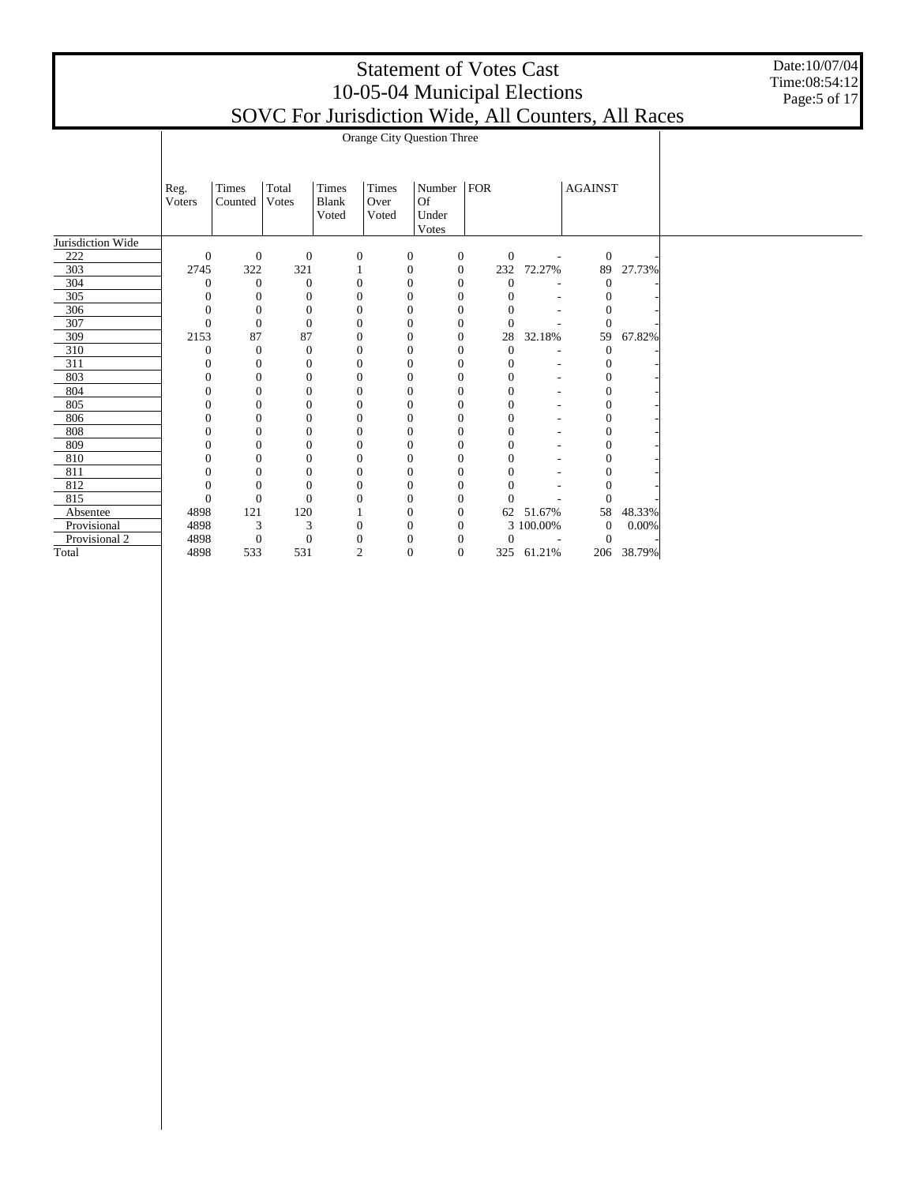# Statement of Votes Cast
# 10-05-04 Municipal Elections
# SOVC For Jurisdiction Wide, All Counters, All Races

Date:10/07/04
Time:08:54:12

| | Orange City Question Three | | | | | | | | | |
|---|---|---|---|---|---|---|---|---|---|---|
| | Reg. Voters | Times Counted | Total Votes | Times Blank Voted | Times Over Voted | Number Of Under Votes | FOR | | AGAINST | |
| Jurisdiction Wide | | | | | | | | | | |
| 222 | 0 | 0 | 0 | 0 | 0 | 0 | 0 | - | 0 | - |
| 303 | 2745 | 322 | 321 | 1 | 0 | 0 | 232 | 72.27% | 89 | 27.73% |
| 304 | 0 | 0 | 0 | 0 | 0 | 0 | 0 | - | 0 | - |
| 305 | 0 | 0 | 0 | 0 | 0 | 0 | 0 | - | 0 | - |
| 306 | 0 | 0 | 0 | 0 | 0 | 0 | 0 | - | 0 | - |
| 307 | 0 | 0 | 0 | 0 | 0 | 0 | 0 | - | 0 | - |
| 309 | 2153 | 87 | 87 | 0 | 0 | 0 | 28 | 32.18% | 59 | 67.82% |
| 310 | 0 | 0 | 0 | 0 | 0 | 0 | 0 | - | 0 | - |
| 311 | 0 | 0 | 0 | 0 | 0 | 0 | 0 | - | 0 | - |
| 803 | 0 | 0 | 0 | 0 | 0 | 0 | 0 | - | 0 | - |
| 804 | 0 | 0 | 0 | 0 | 0 | 0 | 0 | - | 0 | - |
| 805 | 0 | 0 | 0 | 0 | 0 | 0 | 0 | - | 0 | - |
| 806 | 0 | 0 | 0 | 0 | 0 | 0 | 0 | - | 0 | - |
| 808 | 0 | 0 | 0 | 0 | 0 | 0 | 0 | - | 0 | - |
| 809 | 0 | 0 | 0 | 0 | 0 | 0 | 0 | - | 0 | - |
| 810 | 0 | 0 | 0 | 0 | 0 | 0 | 0 | - | 0 | - |
| 811 | 0 | 0 | 0 | 0 | 0 | 0 | 0 | - | 0 | - |
| 812 | 0 | 0 | 0 | 0 | 0 | 0 | 0 | - | 0 | - |
| 815 | 0 | 0 | 0 | 0 | 0 | 0 | 0 | - | 0 | - |
| Absentee | 4898 | 121 | 120 | 1 | 0 | 0 | 62 | 51.67% | 58 | 48.33% |
| Provisional | 4898 | 3 | 3 | 0 | 0 | 0 | 3 | 100.00% | 0 | 0.00% |
| Provisional 2 | 4898 | 0 | 0 | 0 | 0 | 0 | 0 | - | 0 | - |
| Total | 4898 | 533 | 531 | 2 | 0 | 0 | 325 | 61.21% | 206 | 38.79% |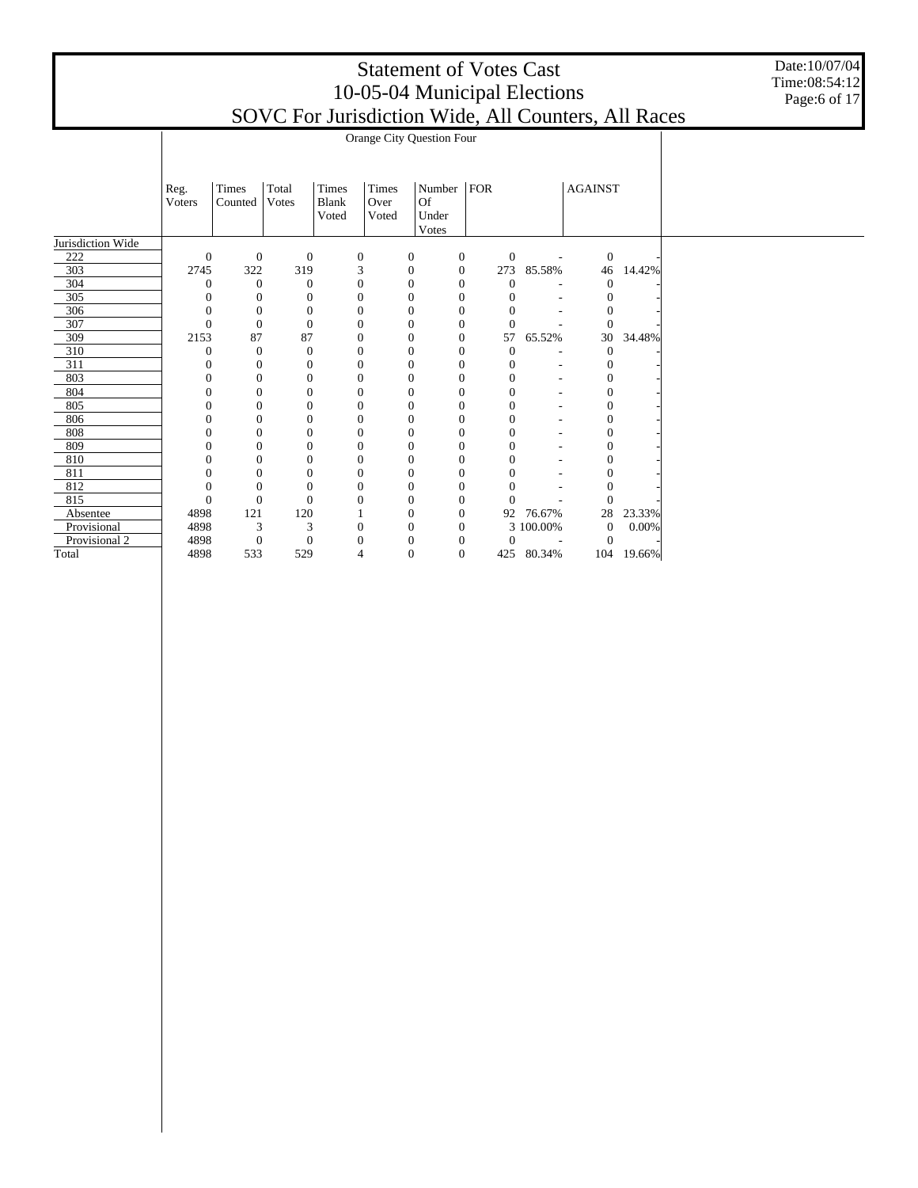# Statement of Votes Cast
# 10-05-04 Municipal Elections
# SOVC For Jurisdiction Wide, All Counters, All Races

Date:10/07/04
Time:08:54:12

| | Orange City Question Four | | | | | | | | | |
|---|---|---|---|---|---|---|---|---|---|---|
| | Reg. Voters | Times Counted | Total Votes | Times Blank Voted | Times Over Voted | Number Of Under Votes | FOR | | AGAINST | |
| Jurisdiction Wide | | | | | | | | | | |
| 222 | 0 | 0 | 0 | 0 | 0 | 0 | 0 | - | 0 | - |
| 303 | 2745 | 322 | 319 | 3 | 0 | 0 | 273 | 85.58% | 46 | 14.42% |
| 304 | 0 | 0 | 0 | 0 | 0 | 0 | 0 | - | 0 | - |
| 305 | 0 | 0 | 0 | 0 | 0 | 0 | 0 | - | 0 | - |
| 306 | 0 | 0 | 0 | 0 | 0 | 0 | 0 | - | 0 | - |
| 307 | 0 | 0 | 0 | 0 | 0 | 0 | 0 | - | 0 | - |
| 309 | 2153 | 87 | 87 | 0 | 0 | 0 | 57 | 65.52% | 30 | 34.48% |
| 310 | 0 | 0 | 0 | 0 | 0 | 0 | 0 | - | 0 | - |
| 311 | 0 | 0 | 0 | 0 | 0 | 0 | 0 | - | 0 | - |
| 803 | 0 | 0 | 0 | 0 | 0 | 0 | 0 | - | 0 | - |
| 804 | 0 | 0 | 0 | 0 | 0 | 0 | 0 | - | 0 | - |
| 805 | 0 | 0 | 0 | 0 | 0 | 0 | 0 | - | 0 | - |
| 806 | 0 | 0 | 0 | 0 | 0 | 0 | 0 | - | 0 | - |
| 808 | 0 | 0 | 0 | 0 | 0 | 0 | 0 | - | 0 | - |
| 809 | 0 | 0 | 0 | 0 | 0 | 0 | 0 | - | 0 | - |
| 810 | 0 | 0 | 0 | 0 | 0 | 0 | 0 | - | 0 | - |
| 811 | 0 | 0 | 0 | 0 | 0 | 0 | 0 | - | 0 | - |
| 812 | 0 | 0 | 0 | 0 | 0 | 0 | 0 | - | 0 | - |
| 815 | 0 | 0 | 0 | 0 | 0 | 0 | 0 | - | 0 | - |
| Absentee | 4898 | 121 | 120 | 1 | 0 | 0 | 92 | 76.67% | 28 | 23.33% |
| Provisional | 4898 | 3 | 3 | 0 | 0 | 0 | 3 | 100.00% | 0 | 0.00% |
| Provisional 2 | 4898 | 0 | 0 | 0 | 0 | 0 | 0 | - | 0 | - |
| Total | 4898 | 533 | 529 | 4 | 0 | 0 | 425 | 80.34% | 104 | 19.66% |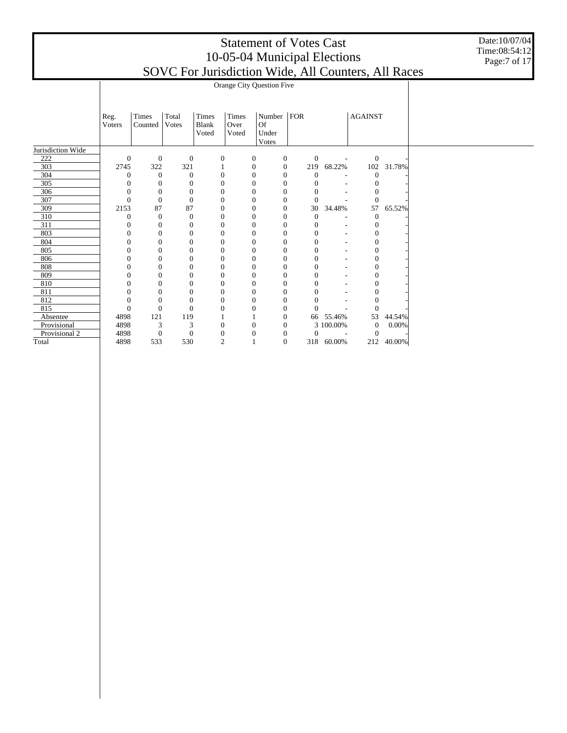# Statement of Votes Cast
## 10-05-04 Municipal Elections
## SOVC For Jurisdiction Wide, All Counters, All Races

Date:10/07/04
Time:08:54:12

**Orange City Question Five**

| | Reg. Voters | Times Counted | Total Votes | Times Blank Voted | Times Over Voted | Number Of Under Votes | FOR | | AGAINST | |
|---|---|---|---|---|---|---|---|---|---|---|
| Jurisdiction Wide | | | | | | | | | | |
| 222 | 0 | 0 | 0 | 0 | 0 | 0 | 0 | - | 0 | - |
| 303 | 2745 | 322 | 321 | 1 | 0 | 0 | 219 | 68.22% | 102 | 31.78% |
| 304 | 0 | 0 | 0 | 0 | 0 | 0 | 0 | - | 0 | - |
| 305 | 0 | 0 | 0 | 0 | 0 | 0 | 0 | - | 0 | - |
| 306 | 0 | 0 | 0 | 0 | 0 | 0 | 0 | - | 0 | - |
| 307 | 0 | 0 | 0 | 0 | 0 | 0 | 0 | - | 0 | - |
| 309 | 2153 | 87 | 87 | 0 | 0 | 0 | 30 | 34.48% | 57 | 65.52% |
| 310 | 0 | 0 | 0 | 0 | 0 | 0 | 0 | - | 0 | - |
| 311 | 0 | 0 | 0 | 0 | 0 | 0 | 0 | - | 0 | - |
| 803 | 0 | 0 | 0 | 0 | 0 | 0 | 0 | - | 0 | - |
| 804 | 0 | 0 | 0 | 0 | 0 | 0 | 0 | - | 0 | - |
| 805 | 0 | 0 | 0 | 0 | 0 | 0 | 0 | - | 0 | - |
| 806 | 0 | 0 | 0 | 0 | 0 | 0 | 0 | - | 0 | - |
| 808 | 0 | 0 | 0 | 0 | 0 | 0 | 0 | - | 0 | - |
| 809 | 0 | 0 | 0 | 0 | 0 | 0 | 0 | - | 0 | - |
| 810 | 0 | 0 | 0 | 0 | 0 | 0 | 0 | - | 0 | - |
| 811 | 0 | 0 | 0 | 0 | 0 | 0 | 0 | - | 0 | - |
| 812 | 0 | 0 | 0 | 0 | 0 | 0 | 0 | - | 0 | - |
| 815 | 0 | 0 | 0 | 0 | 0 | 0 | 0 | - | 0 | - |
| Absentee | 4898 | 121 | 119 | 1 | 1 | 0 | 66 | 55.46% | 53 | 44.54% |
| Provisional | 4898 | 3 | 3 | 0 | 0 | 0 | 3 | 100.00% | 0 | 0.00% |
| Provisional 2 | 4898 | 0 | 0 | 0 | 0 | 0 | 0 | - | 0 | - |
| Total | 4898 | 533 | 530 | 2 | 1 | 0 | 318 | 60.00% | 212 | 40.00% |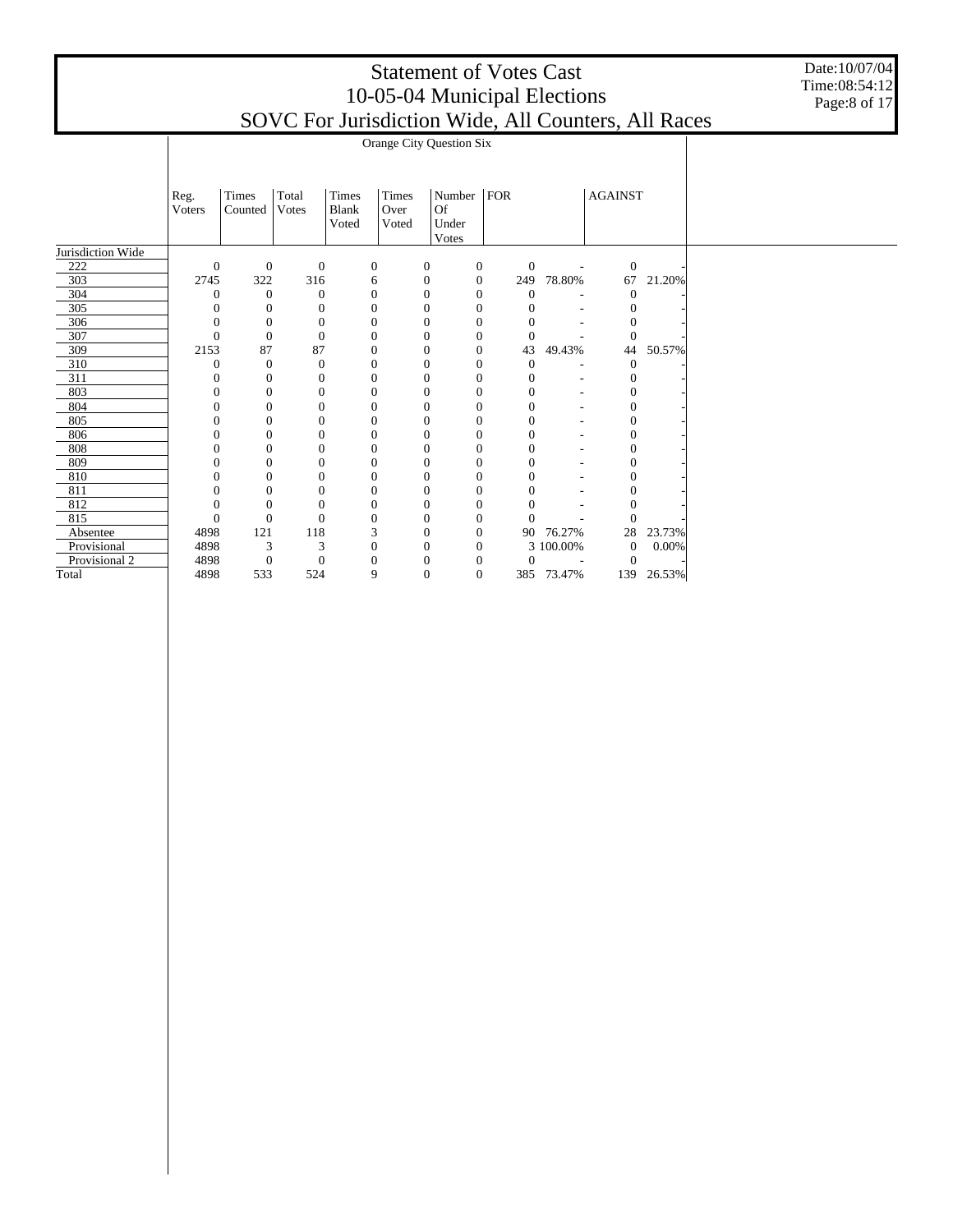# Statement of Votes Cast
# 10-05-04 Municipal Elections
# SOVC For Jurisdiction Wide, All Counters, All Races

Date:10/07/04
Time:08:54:12

**Orange City Question Six**

| | Reg. Voters | Times Counted | Total Votes | Times Blank Voted | Times Over Voted | Number Of Under Votes | FOR | | AGAINST | |
|---|---|---|---|---|---|---|---|---|---|---|
| Jurisdiction Wide | | | | | | | | | | |
| 222 | 0 | 0 | 0 | 0 | 0 | 0 | 0 | - | 0 | - |
| 303 | 2745 | 322 | 316 | 6 | 0 | 0 | 249 | 78.80% | 67 | 21.20% |
| 304 | 0 | 0 | 0 | 0 | 0 | 0 | 0 | - | 0 | - |
| 305 | 0 | 0 | 0 | 0 | 0 | 0 | 0 | - | 0 | - |
| 306 | 0 | 0 | 0 | 0 | 0 | 0 | 0 | - | 0 | - |
| 307 | 0 | 0 | 0 | 0 | 0 | 0 | 0 | - | 0 | - |
| 309 | 2153 | 87 | 87 | 0 | 0 | 0 | 43 | 49.43% | 44 | 50.57% |
| 310 | 0 | 0 | 0 | 0 | 0 | 0 | 0 | - | 0 | - |
| 311 | 0 | 0 | 0 | 0 | 0 | 0 | 0 | - | 0 | - |
| 803 | 0 | 0 | 0 | 0 | 0 | 0 | 0 | - | 0 | - |
| 804 | 0 | 0 | 0 | 0 | 0 | 0 | 0 | - | 0 | - |
| 805 | 0 | 0 | 0 | 0 | 0 | 0 | 0 | - | 0 | - |
| 806 | 0 | 0 | 0 | 0 | 0 | 0 | 0 | - | 0 | - |
| 808 | 0 | 0 | 0 | 0 | 0 | 0 | 0 | - | 0 | - |
| 809 | 0 | 0 | 0 | 0 | 0 | 0 | 0 | - | 0 | - |
| 810 | 0 | 0 | 0 | 0 | 0 | 0 | 0 | - | 0 | - |
| 811 | 0 | 0 | 0 | 0 | 0 | 0 | 0 | - | 0 | - |
| 812 | 0 | 0 | 0 | 0 | 0 | 0 | 0 | - | 0 | - |
| 815 | 0 | 0 | 0 | 0 | 0 | 0 | 0 | - | 0 | - |
| Absentee | 4898 | 121 | 118 | 3 | 0 | 0 | 90 | 76.27% | 28 | 23.73% |
| Provisional | 4898 | 3 | 3 | 0 | 0 | 0 | 3 | 100.00% | 0 | 0.00% |
| Provisional 2 | 4898 | 0 | 0 | 0 | 0 | 0 | 0 | - | 0 | - |
| Total | 4898 | 533 | 524 | 9 | 0 | 0 | 385 | 73.47% | 139 | 26.53% |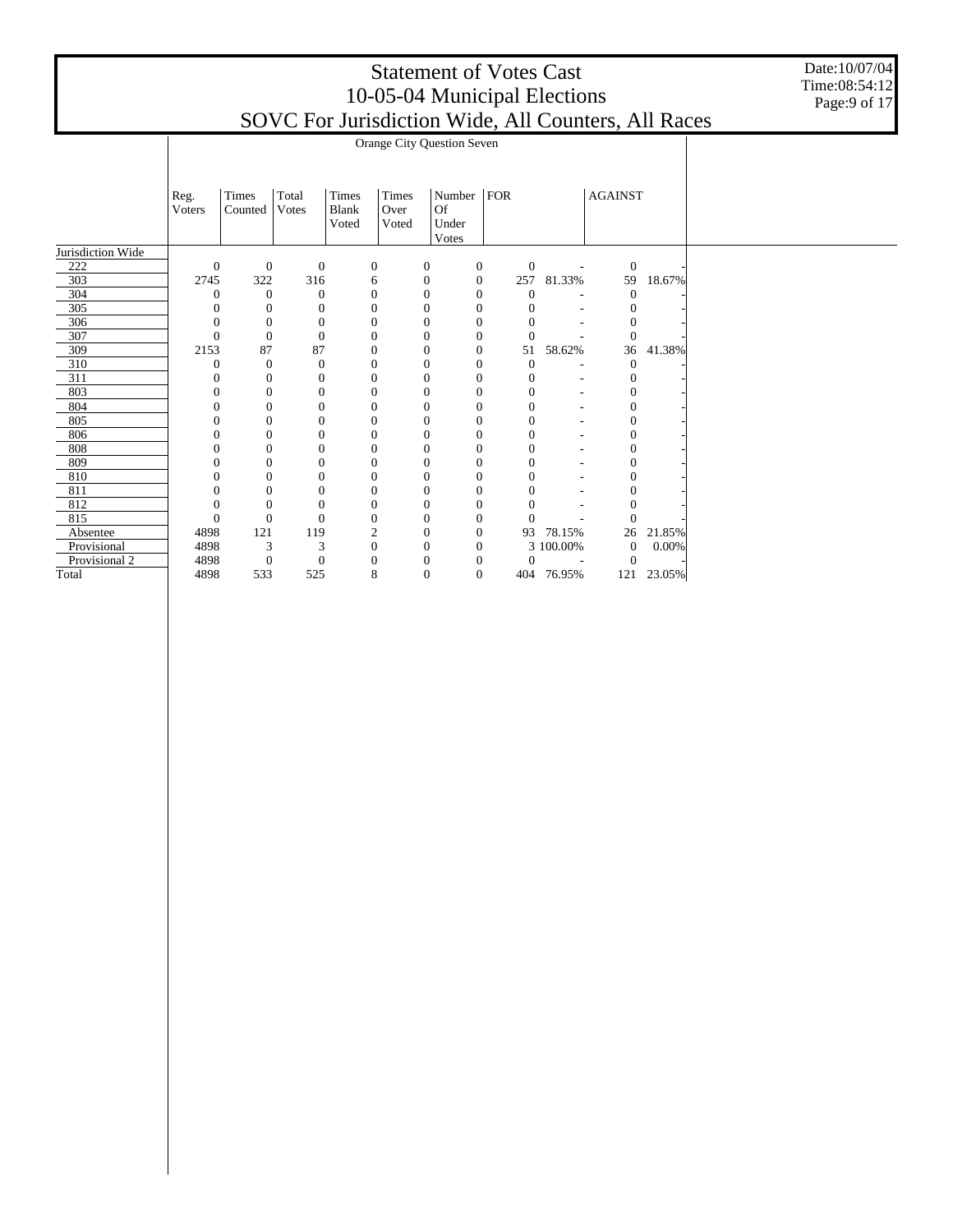# Statement of Votes Cast
## 10-05-04 Municipal Elections
## SOVC For Jurisdiction Wide, All Counters, All Races

Date:10/07/04
Time:08:54:12
Page:9 of 17

| | Orange City Question Seven | | | | | | | | | |
|---|---|---|---|---|---|---|---|---|---|---|
| | Reg. Voters | Times Counted | Total Votes | Times Blank Voted | Times Over Voted | Number Of Under Votes | FOR | | AGAINST | |
| Jurisdiction Wide | | | | | | | | | | |
| 222 | 0 | 0 | 0 | 0 | 0 | 0 | 0 | - | 0 | - |
| 303 | 2745 | 322 | 316 | 6 | 0 | 0 | 257 | 81.33% | 59 | 18.67% |
| 304 | 0 | 0 | 0 | 0 | 0 | 0 | 0 | - | 0 | - |
| 305 | 0 | 0 | 0 | 0 | 0 | 0 | 0 | - | 0 | - |
| 306 | 0 | 0 | 0 | 0 | 0 | 0 | 0 | - | 0 | - |
| 307 | 0 | 0 | 0 | 0 | 0 | 0 | 0 | - | 0 | - |
| 309 | 2153 | 87 | 87 | 0 | 0 | 0 | 51 | 58.62% | 36 | 41.38% |
| 310 | 0 | 0 | 0 | 0 | 0 | 0 | 0 | - | 0 | - |
| 311 | 0 | 0 | 0 | 0 | 0 | 0 | 0 | - | 0 | - |
| 803 | 0 | 0 | 0 | 0 | 0 | 0 | 0 | - | 0 | - |
| 804 | 0 | 0 | 0 | 0 | 0 | 0 | 0 | - | 0 | - |
| 805 | 0 | 0 | 0 | 0 | 0 | 0 | 0 | - | 0 | - |
| 806 | 0 | 0 | 0 | 0 | 0 | 0 | 0 | - | 0 | - |
| 808 | 0 | 0 | 0 | 0 | 0 | 0 | 0 | - | 0 | - |
| 809 | 0 | 0 | 0 | 0 | 0 | 0 | 0 | - | 0 | - |
| 810 | 0 | 0 | 0 | 0 | 0 | 0 | 0 | - | 0 | - |
| 811 | 0 | 0 | 0 | 0 | 0 | 0 | 0 | - | 0 | - |
| 812 | 0 | 0 | 0 | 0 | 0 | 0 | 0 | - | 0 | - |
| 815 | 0 | 0 | 0 | 0 | 0 | 0 | 0 | - | 0 | - |
| Absentee | 4898 | 121 | 119 | 2 | 0 | 0 | 93 | 78.15% | 26 | 21.85% |
| Provisional | 4898 | 3 | 3 | 0 | 0 | 0 | 3 | 100.00% | 0 | 0.00% |
| Provisional 2 | 4898 | 0 | 0 | 0 | 0 | 0 | 0 | - | 0 | - |
| Total | 4898 | 533 | 525 | 8 | 0 | 0 | 404 | 76.95% | 121 | 23.05% |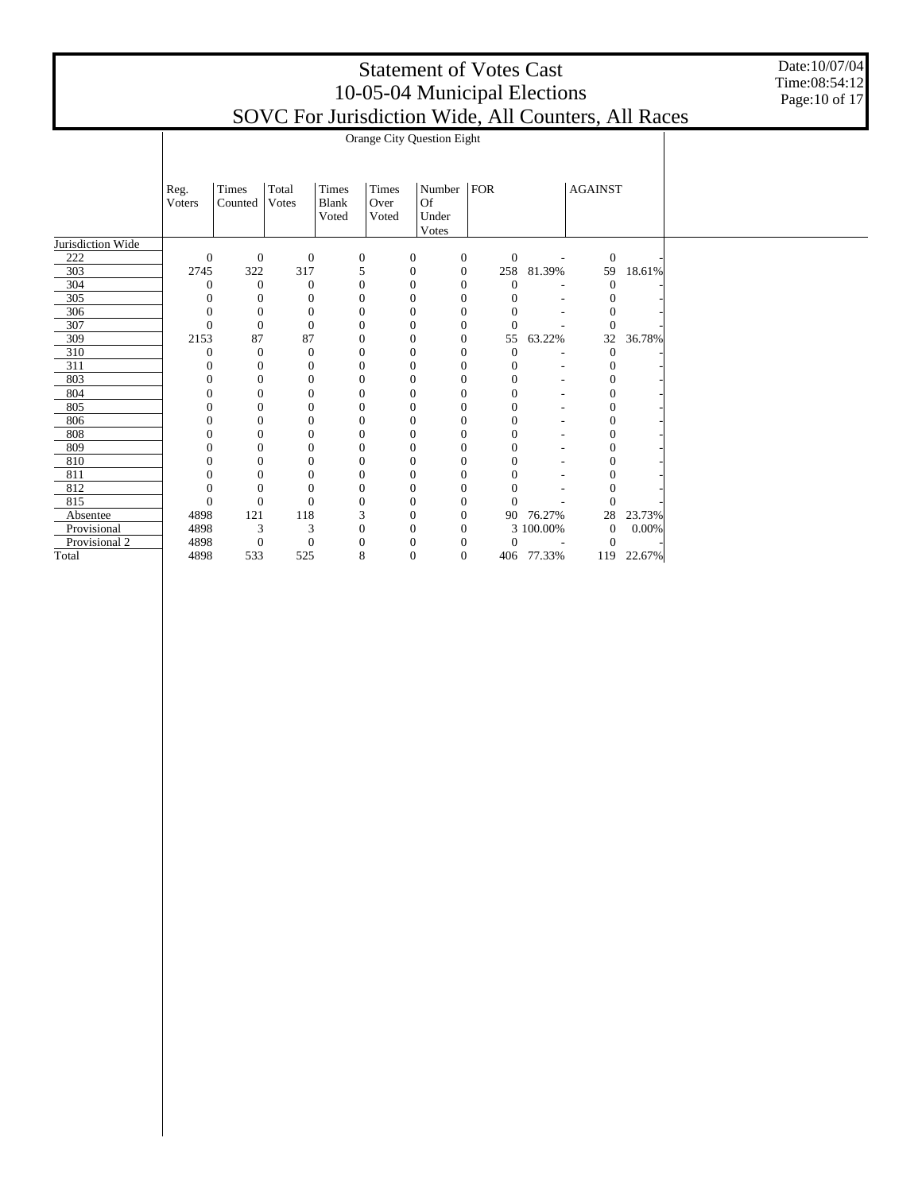# Statement of Votes Cast
# 10-05-04 Municipal Elections
# SOVC For Jurisdiction Wide, All Counters, All Races

Date:10/07/04
Time:08:54:12

**Orange City Question Eight**

| | Reg. Voters | Times Counted | Total Votes | Times Blank Voted | Times Over Voted | Number Of Under Votes | FOR | | AGAINST | |
|---|---|---|---|---|---|---|---|---|---|---|
| Jurisdiction Wide | | | | | | | | | | |
| 222 | 0 | 0 | 0 | 0 | 0 | 0 | 0 | - | 0 | - |
| 303 | 2745 | 322 | 317 | 5 | 0 | 0 | 258 | 81.39% | 59 | 18.61% |
| 304 | 0 | 0 | 0 | 0 | 0 | 0 | 0 | - | 0 | - |
| 305 | 0 | 0 | 0 | 0 | 0 | 0 | 0 | - | 0 | - |
| 306 | 0 | 0 | 0 | 0 | 0 | 0 | 0 | - | 0 | - |
| 307 | 0 | 0 | 0 | 0 | 0 | 0 | 0 | - | 0 | - |
| 309 | 2153 | 87 | 87 | 0 | 0 | 0 | 55 | 63.22% | 32 | 36.78% |
| 310 | 0 | 0 | 0 | 0 | 0 | 0 | 0 | - | 0 | - |
| 311 | 0 | 0 | 0 | 0 | 0 | 0 | 0 | - | 0 | - |
| 803 | 0 | 0 | 0 | 0 | 0 | 0 | 0 | - | 0 | - |
| 804 | 0 | 0 | 0 | 0 | 0 | 0 | 0 | - | 0 | - |
| 805 | 0 | 0 | 0 | 0 | 0 | 0 | 0 | - | 0 | - |
| 806 | 0 | 0 | 0 | 0 | 0 | 0 | 0 | - | 0 | - |
| 808 | 0 | 0 | 0 | 0 | 0 | 0 | 0 | - | 0 | - |
| 809 | 0 | 0 | 0 | 0 | 0 | 0 | 0 | - | 0 | - |
| 810 | 0 | 0 | 0 | 0 | 0 | 0 | 0 | - | 0 | - |
| 811 | 0 | 0 | 0 | 0 | 0 | 0 | 0 | - | 0 | - |
| 812 | 0 | 0 | 0 | 0 | 0 | 0 | 0 | - | 0 | - |
| 815 | 0 | 0 | 0 | 0 | 0 | 0 | 0 | - | 0 | - |
| Absentee | 4898 | 121 | 118 | 3 | 0 | 0 | 90 | 76.27% | 28 | 23.73% |
| Provisional | 4898 | 3 | 3 | 0 | 0 | 0 | 3 | 100.00% | 0 | 0.00% |
| Provisional 2 | 4898 | 0 | 0 | 0 | 0 | 0 | 0 | - | 0 | - |
| Total | 4898 | 533 | 525 | 8 | 0 | 0 | 406 | 77.33% | 119 | 22.67% |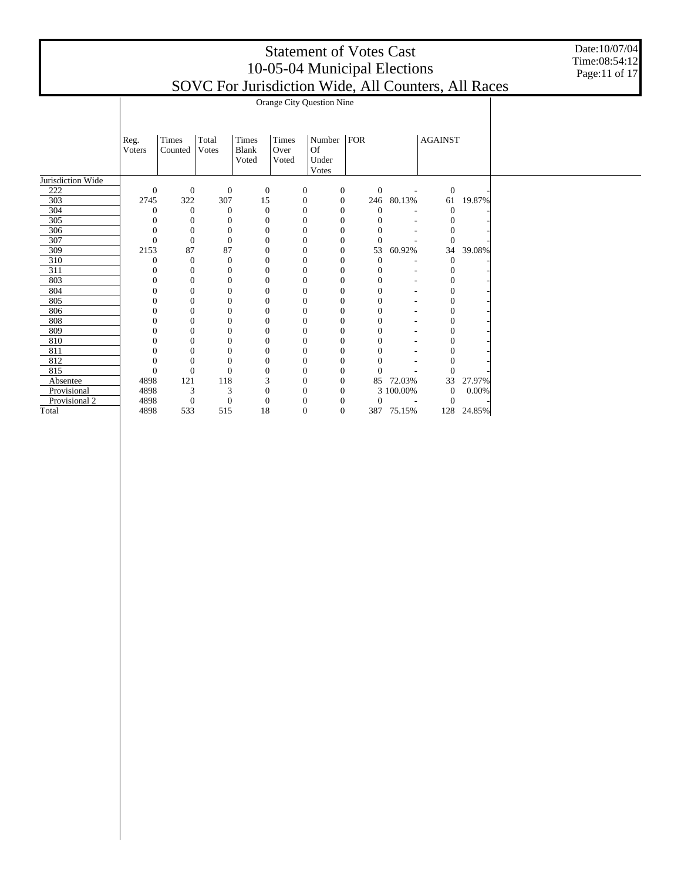# Statement of Votes Cast
## 10-05-04 Municipal Elections
## SOVC For Jurisdiction Wide, All Counters, All Races

Date:10/07/04
Time:08:54:12

**Orange City Question Nine**

| | Reg. Voters | Times Counted | Total Votes | Times Blank Voted | Times Over Voted | Number Of Under Votes | FOR | | AGAINST | |
|---|---|---|---|---|---|---|---|---|---|---|
| Jurisdiction Wide | | | | | | | | | | |
| 222 | 0 | 0 | 0 | 0 | 0 | 0 | 0 | - | 0 | - |
| 303 | 2745 | 322 | 307 | 15 | 0 | 0 | 246 | 80.13% | 61 | 19.87% |
| 304 | 0 | 0 | 0 | 0 | 0 | 0 | 0 | - | 0 | - |
| 305 | 0 | 0 | 0 | 0 | 0 | 0 | 0 | - | 0 | - |
| 306 | 0 | 0 | 0 | 0 | 0 | 0 | 0 | - | 0 | - |
| 307 | 0 | 0 | 0 | 0 | 0 | 0 | 0 | - | 0 | - |
| 309 | 2153 | 87 | 87 | 0 | 0 | 0 | 53 | 60.92% | 34 | 39.08% |
| 310 | 0 | 0 | 0 | 0 | 0 | 0 | 0 | - | 0 | - |
| 311 | 0 | 0 | 0 | 0 | 0 | 0 | 0 | - | 0 | - |
| 803 | 0 | 0 | 0 | 0 | 0 | 0 | 0 | - | 0 | - |
| 804 | 0 | 0 | 0 | 0 | 0 | 0 | 0 | - | 0 | - |
| 805 | 0 | 0 | 0 | 0 | 0 | 0 | 0 | - | 0 | - |
| 806 | 0 | 0 | 0 | 0 | 0 | 0 | 0 | - | 0 | - |
| 808 | 0 | 0 | 0 | 0 | 0 | 0 | 0 | - | 0 | - |
| 809 | 0 | 0 | 0 | 0 | 0 | 0 | 0 | - | 0 | - |
| 810 | 0 | 0 | 0 | 0 | 0 | 0 | 0 | - | 0 | - |
| 811 | 0 | 0 | 0 | 0 | 0 | 0 | 0 | - | 0 | - |
| 812 | 0 | 0 | 0 | 0 | 0 | 0 | 0 | - | 0 | - |
| 815 | 0 | 0 | 0 | 0 | 0 | 0 | 0 | - | 0 | - |
| Absentee | 4898 | 121 | 118 | 3 | 0 | 0 | 85 | 72.03% | 33 | 27.97% |
| Provisional | 4898 | 3 | 3 | 0 | 0 | 0 | 3 | 100.00% | 0 | 0.00% |
| Provisional 2 | 4898 | 0 | 0 | 0 | 0 | 0 | 0 | - | 0 | - |
| Total | 4898 | 533 | 515 | 18 | 0 | 0 | 387 | 75.15% | 128 | 24.85% |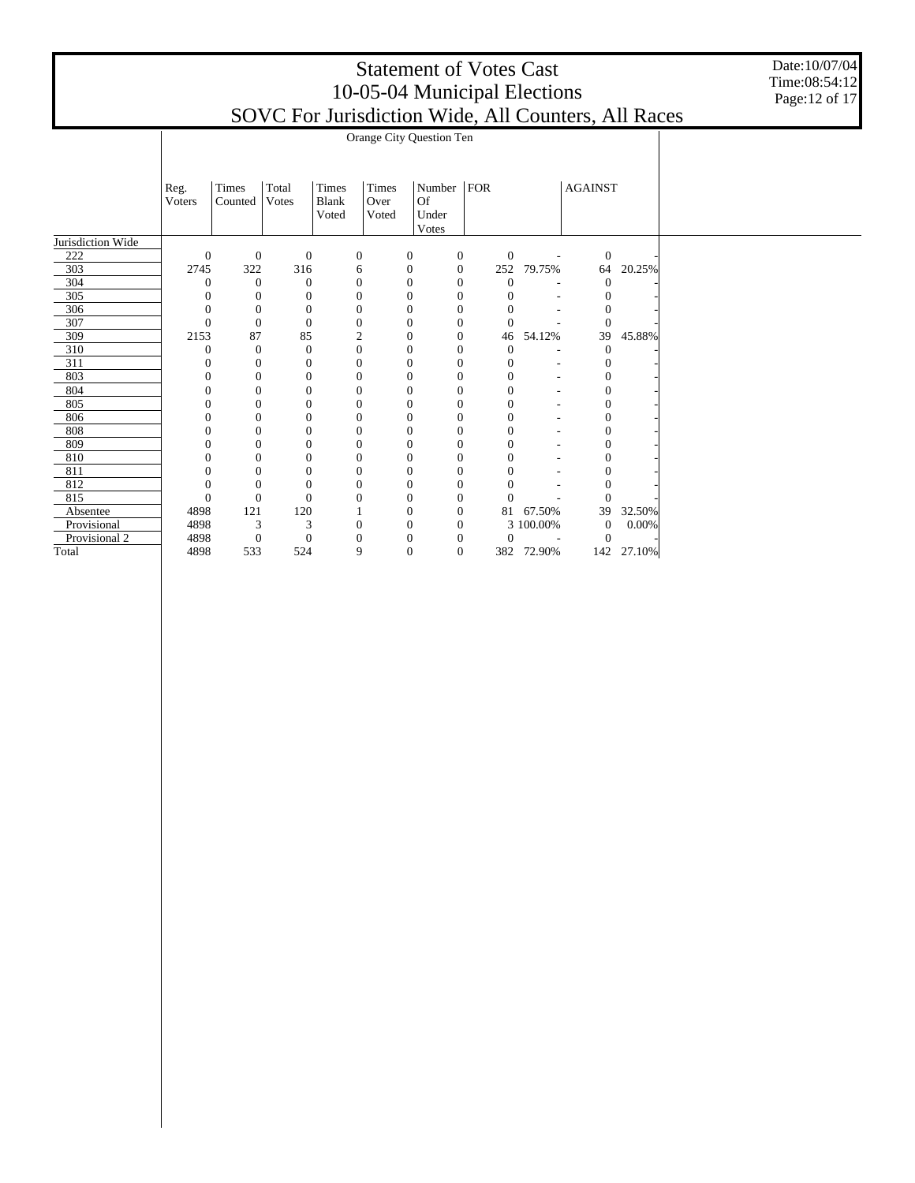# Statement of Votes Cast
## 10-05-04 Municipal Elections
## SOVC For Jurisdiction Wide, All Counters, All Races

Orange City Question Ten

| | Reg. Voters | Times Counted | Total Votes | Times Blank Voted | Times Over Voted | Number Of Under Votes | FOR | | AGAINST | |
|---|---|---|---|---|---|---|---|---|---|---|
| Jurisdiction Wide | | | | | | | | | | |
| 222 | 0 | 0 | 0 | 0 | 0 | 0 | 0 | - | 0 | - |
| 303 | 2745 | 322 | 316 | 6 | 0 | 0 | 252 | 79.75% | 64 | 20.25% |
| 304 | 0 | 0 | 0 | 0 | 0 | 0 | 0 | - | 0 | - |
| 305 | 0 | 0 | 0 | 0 | 0 | 0 | 0 | - | 0 | - |
| 306 | 0 | 0 | 0 | 0 | 0 | 0 | 0 | - | 0 | - |
| 307 | 0 | 0 | 0 | 0 | 0 | 0 | 0 | - | 0 | - |
| 309 | 2153 | 87 | 85 | 2 | 0 | 0 | 46 | 54.12% | 39 | 45.88% |
| 310 | 0 | 0 | 0 | 0 | 0 | 0 | 0 | - | 0 | - |
| 311 | 0 | 0 | 0 | 0 | 0 | 0 | 0 | - | 0 | - |
| 803 | 0 | 0 | 0 | 0 | 0 | 0 | 0 | - | 0 | - |
| 804 | 0 | 0 | 0 | 0 | 0 | 0 | 0 | - | 0 | - |
| 805 | 0 | 0 | 0 | 0 | 0 | 0 | 0 | - | 0 | - |
| 806 | 0 | 0 | 0 | 0 | 0 | 0 | 0 | - | 0 | - |
| 808 | 0 | 0 | 0 | 0 | 0 | 0 | 0 | - | 0 | - |
| 809 | 0 | 0 | 0 | 0 | 0 | 0 | 0 | - | 0 | - |
| 810 | 0 | 0 | 0 | 0 | 0 | 0 | 0 | - | 0 | - |
| 811 | 0 | 0 | 0 | 0 | 0 | 0 | 0 | - | 0 | - |
| 812 | 0 | 0 | 0 | 0 | 0 | 0 | 0 | - | 0 | - |
| 815 | 0 | 0 | 0 | 0 | 0 | 0 | 0 | - | 0 | - |
| Absentee | 4898 | 121 | 120 | 1 | 0 | 0 | 81 | 67.50% | 39 | 32.50% |
| Provisional | 4898 | 3 | 3 | 0 | 0 | 0 | 3 | 100.00% | 0 | 0.00% |
| Provisional 2 | 4898 | 0 | 0 | 0 | 0 | 0 | 0 | - | 0 | - |
| Total | 4898 | 533 | 524 | 9 | 0 | 0 | 382 | 72.90% | 142 | 27.10% |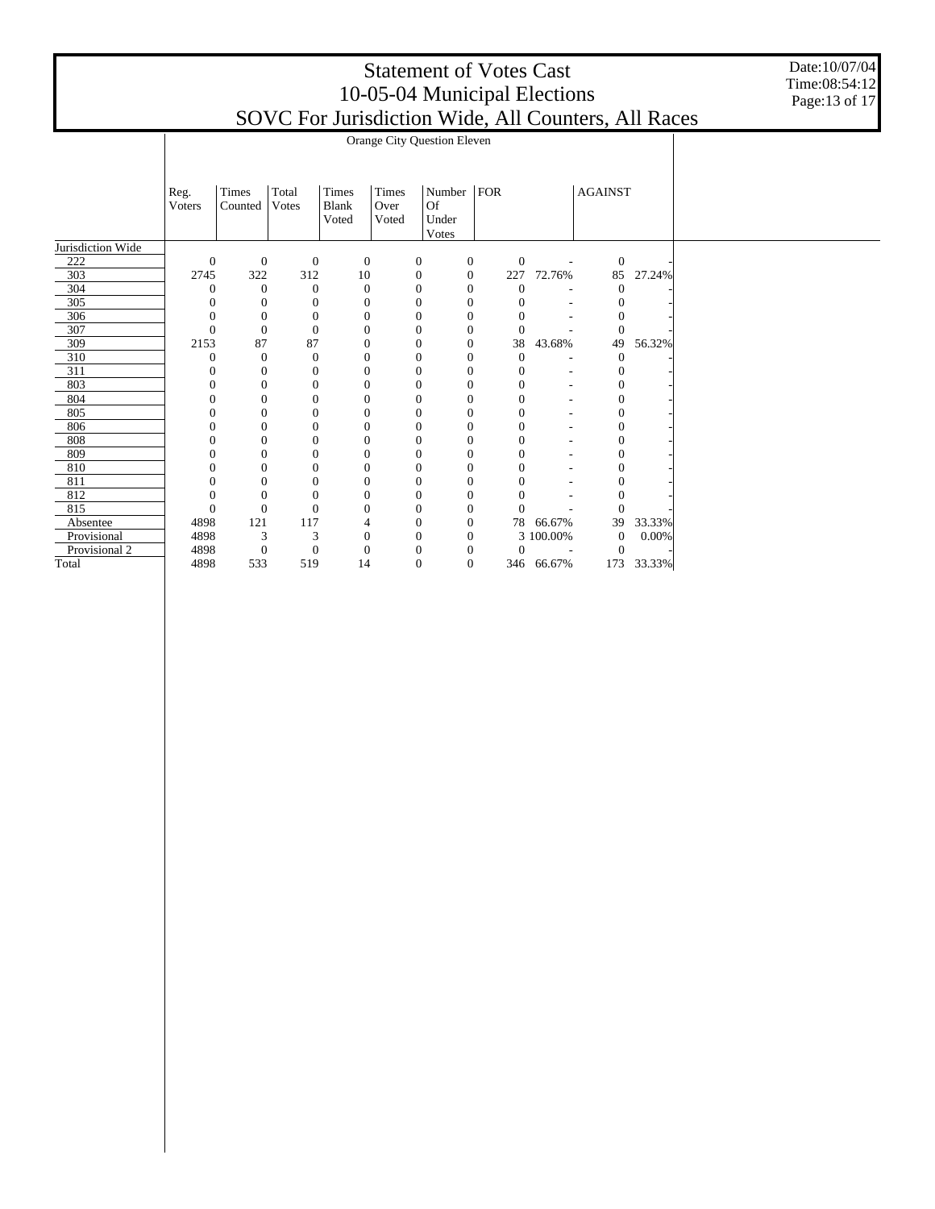# Statement of Votes Cast
# 10-05-04 Municipal Elections
# SOVC For Jurisdiction Wide, All Counters, All Races

Date:10/07/04
Time:08:54:12

## Orange City Question Eleven

| | Reg. Voters | Times Counted | Total Votes | Times Blank Voted | Times Over Voted | Number Of Under Votes | FOR | | AGAINST | |
|---|---|---|---|---|---|---|---|---|---|---|
| Jurisdiction Wide | | | | | | | | | | |
| 222 | 0 | 0 | 0 | 0 | 0 | 0 | 0 | - | 0 | - |
| 303 | 2745 | 322 | 312 | 10 | 0 | 0 | 227 | 72.76% | 85 | 27.24% |
| 304 | 0 | 0 | 0 | 0 | 0 | 0 | 0 | - | 0 | - |
| 305 | 0 | 0 | 0 | 0 | 0 | 0 | 0 | - | 0 | - |
| 306 | 0 | 0 | 0 | 0 | 0 | 0 | 0 | - | 0 | - |
| 307 | 0 | 0 | 0 | 0 | 0 | 0 | 0 | - | 0 | - |
| 309 | 2153 | 87 | 87 | 0 | 0 | 0 | 38 | 43.68% | 49 | 56.32% |
| 310 | 0 | 0 | 0 | 0 | 0 | 0 | 0 | - | 0 | - |
| 311 | 0 | 0 | 0 | 0 | 0 | 0 | 0 | - | 0 | - |
| 803 | 0 | 0 | 0 | 0 | 0 | 0 | 0 | - | 0 | - |
| 804 | 0 | 0 | 0 | 0 | 0 | 0 | 0 | - | 0 | - |
| 805 | 0 | 0 | 0 | 0 | 0 | 0 | 0 | - | 0 | - |
| 806 | 0 | 0 | 0 | 0 | 0 | 0 | 0 | - | 0 | - |
| 808 | 0 | 0 | 0 | 0 | 0 | 0 | 0 | - | 0 | - |
| 809 | 0 | 0 | 0 | 0 | 0 | 0 | 0 | - | 0 | - |
| 810 | 0 | 0 | 0 | 0 | 0 | 0 | 0 | - | 0 | - |
| 811 | 0 | 0 | 0 | 0 | 0 | 0 | 0 | - | 0 | - |
| 812 | 0 | 0 | 0 | 0 | 0 | 0 | 0 | - | 0 | - |
| 815 | 0 | 0 | 0 | 0 | 0 | 0 | 0 | - | 0 | - |
| Absentee | 4898 | 121 | 117 | 4 | 0 | 0 | 78 | 66.67% | 39 | 33.33% |
| Provisional | 4898 | 3 | 3 | 0 | 0 | 0 | 3 | 100.00% | 0 | 0.00% |
| Provisional 2 | 4898 | 0 | 0 | 0 | 0 | 0 | 0 | - | 0 | - |
| Total | 4898 | 533 | 519 | 14 | 0 | 0 | 346 | 66.67% | 173 | 33.33% |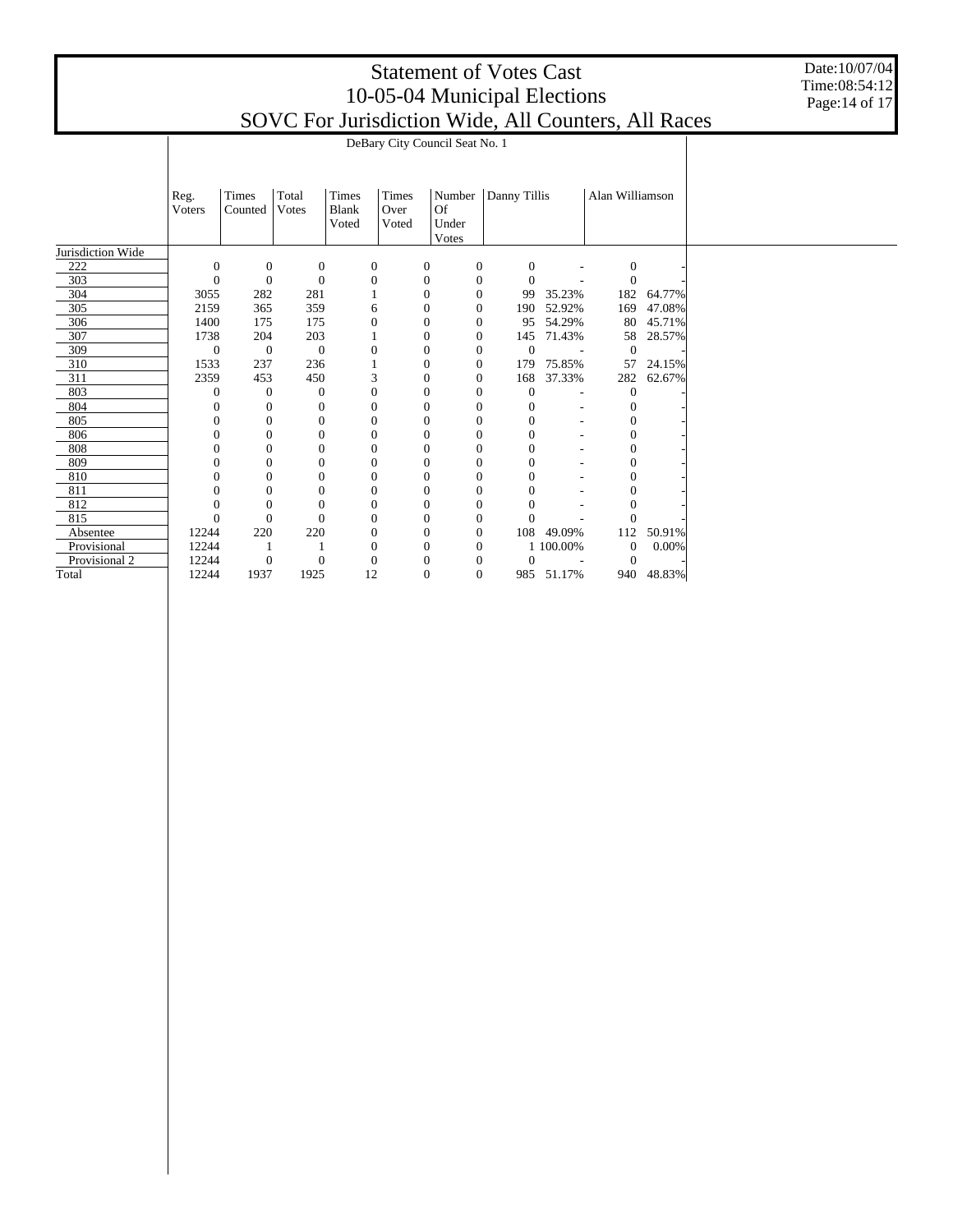# Statement of Votes Cast
# 10-05-04 Municipal Elections
# SOVC For Jurisdiction Wide, All Counters, All Races

Date:10/07/04
Time:08:54:12

## DeBary City Council Seat No. 1

| | Reg. Voters | Times Counted | Total Votes | Times Blank Voted | Times Over Voted | Number Of Under Votes | Danny Tillis | | Alan Williamson | |
|---|---|---|---|---|---|---|---|---|---|---|
| Jurisdiction Wide | | | | | | | | | | |
| 222 | 0 | 0 | 0 | 0 | 0 | 0 | 0 | - | 0 | - |
| 303 | 0 | 0 | 0 | 0 | 0 | 0 | 0 | - | 0 | - |
| 304 | 3055 | 282 | 281 | 1 | 0 | 0 | 99 | 35.23% | 182 | 64.77% |
| 305 | 2159 | 365 | 359 | 6 | 0 | 0 | 190 | 52.92% | 169 | 47.08% |
| 306 | 1400 | 175 | 175 | 0 | 0 | 0 | 95 | 54.29% | 80 | 45.71% |
| 307 | 1738 | 204 | 203 | 1 | 0 | 0 | 145 | 71.43% | 58 | 28.57% |
| 309 | 0 | 0 | 0 | 0 | 0 | 0 | 0 | - | 0 | - |
| 310 | 1533 | 237 | 236 | 1 | 0 | 0 | 179 | 75.85% | 57 | 24.15% |
| 311 | 2359 | 453 | 450 | 3 | 0 | 0 | 168 | 37.33% | 282 | 62.67% |
| 803 | 0 | 0 | 0 | 0 | 0 | 0 | 0 | - | 0 | - |
| 804 | 0 | 0 | 0 | 0 | 0 | 0 | 0 | - | 0 | - |
| 805 | 0 | 0 | 0 | 0 | 0 | 0 | 0 | - | 0 | - |
| 806 | 0 | 0 | 0 | 0 | 0 | 0 | 0 | - | 0 | - |
| 808 | 0 | 0 | 0 | 0 | 0 | 0 | 0 | - | 0 | - |
| 809 | 0 | 0 | 0 | 0 | 0 | 0 | 0 | - | 0 | - |
| 810 | 0 | 0 | 0 | 0 | 0 | 0 | 0 | - | 0 | - |
| 811 | 0 | 0 | 0 | 0 | 0 | 0 | 0 | - | 0 | - |
| 812 | 0 | 0 | 0 | 0 | 0 | 0 | 0 | - | 0 | - |
| 815 | 0 | 0 | 0 | 0 | 0 | 0 | 0 | - | 0 | - |
| Absentee | 12244 | 220 | 220 | 0 | 0 | 0 | 108 | 49.09% | 112 | 50.91% |
| Provisional | 12244 | 1 | 1 | 0 | 0 | 0 | 1 | 100.00% | 0 | 0.00% |
| Provisional 2 | 12244 | 0 | 0 | 0 | 0 | 0 | 0 | - | 0 | - |
| Total | 12244 | 1937 | 1925 | 12 | 0 | 0 | 985 | 51.17% | 940 | 48.83% |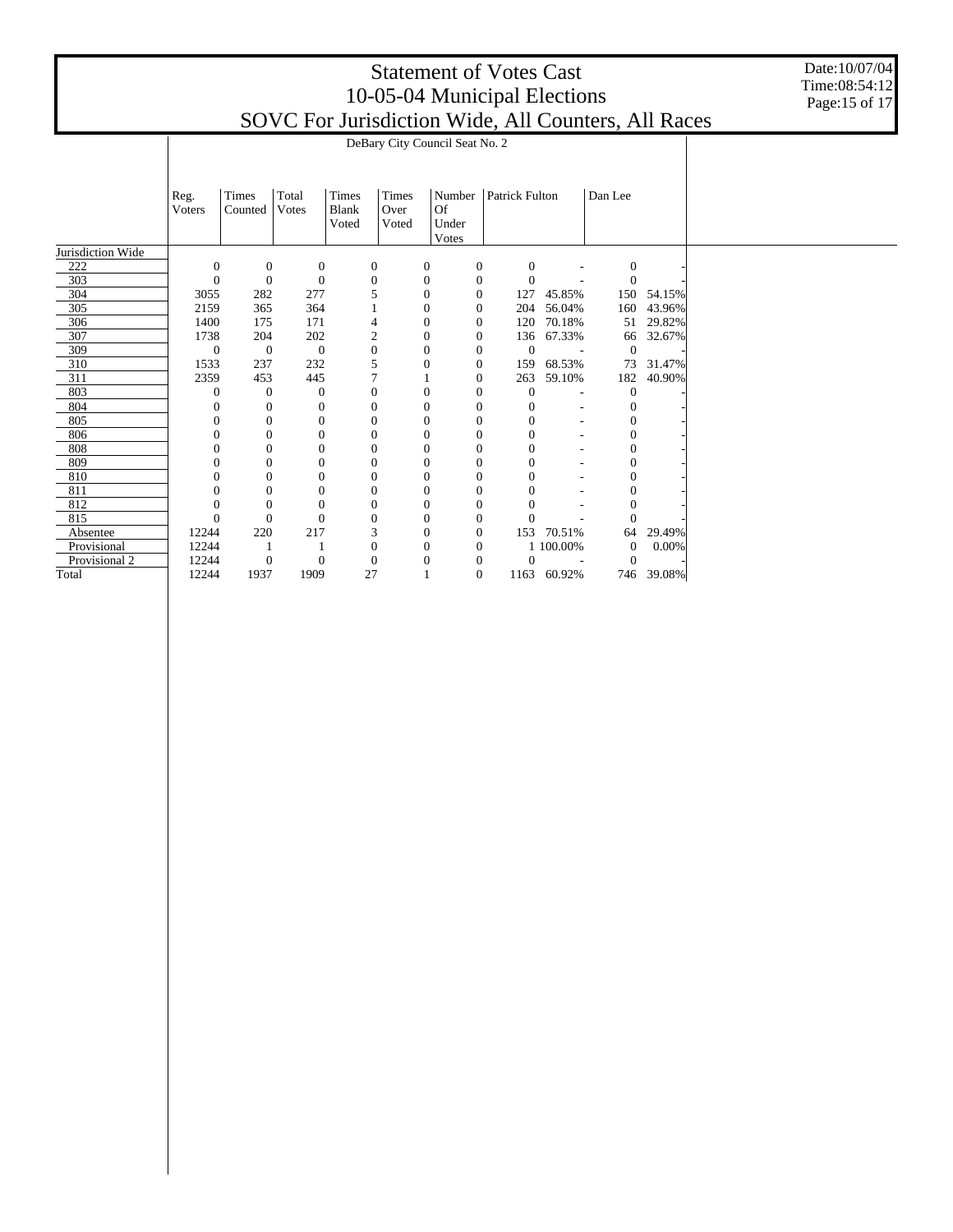# Statement of Votes Cast
# 10-05-04 Municipal Elections
# SOVC For Jurisdiction Wide, All Counters, All Races

Date:10/07/04
Time:08:54:12

## DeBary City Council Seat No. 2

| | Reg. Voters | Times Counted | Total Votes | Times Blank Voted | Times Over Voted | Number Of Under Votes | Patrick Fulton | | Dan Lee | |
|---|---|---|---|---|---|---|---|---|---|---|
| Jurisdiction Wide | | | | | | | | | | |
| 222 | 0 | 0 | 0 | 0 | 0 | 0 | 0 | - | 0 | - |
| 303 | 0 | 0 | 0 | 0 | 0 | 0 | 0 | - | 0 | - |
| 304 | 3055 | 282 | 277 | 5 | 0 | 0 | 127 | 45.85% | 150 | 54.15% |
| 305 | 2159 | 365 | 364 | 1 | 0 | 0 | 204 | 56.04% | 160 | 43.96% |
| 306 | 1400 | 175 | 171 | 4 | 0 | 0 | 120 | 70.18% | 51 | 29.82% |
| 307 | 1738 | 204 | 202 | 2 | 0 | 0 | 136 | 67.33% | 66 | 32.67% |
| 309 | 0 | 0 | 0 | 0 | 0 | 0 | 0 | - | 0 | - |
| 310 | 1533 | 237 | 232 | 5 | 0 | 0 | 159 | 68.53% | 73 | 31.47% |
| 311 | 2359 | 453 | 445 | 7 | 1 | 0 | 263 | 59.10% | 182 | 40.90% |
| 803 | 0 | 0 | 0 | 0 | 0 | 0 | 0 | - | 0 | - |
| 804 | 0 | 0 | 0 | 0 | 0 | 0 | 0 | - | 0 | - |
| 805 | 0 | 0 | 0 | 0 | 0 | 0 | 0 | - | 0 | - |
| 806 | 0 | 0 | 0 | 0 | 0 | 0 | 0 | - | 0 | - |
| 808 | 0 | 0 | 0 | 0 | 0 | 0 | 0 | - | 0 | - |
| 809 | 0 | 0 | 0 | 0 | 0 | 0 | 0 | - | 0 | - |
| 810 | 0 | 0 | 0 | 0 | 0 | 0 | 0 | - | 0 | - |
| 811 | 0 | 0 | 0 | 0 | 0 | 0 | 0 | - | 0 | - |
| 812 | 0 | 0 | 0 | 0 | 0 | 0 | 0 | - | 0 | - |
| 815 | 0 | 0 | 0 | 0 | 0 | 0 | 0 | - | 0 | - |
| Absentee | 12244 | 220 | 217 | 3 | 0 | 0 | 153 | 70.51% | 64 | 29.49% |
| Provisional | 12244 | 1 | 1 | 0 | 0 | 0 | 1 | 100.00% | 0 | 0.00% |
| Provisional 2 | 12244 | 0 | 0 | 0 | 0 | 0 | 0 | - | 0 | - |
| Total | 12244 | 1937 | 1909 | 27 | 1 | 0 | 1163 | 60.92% | 746 | 39.08% |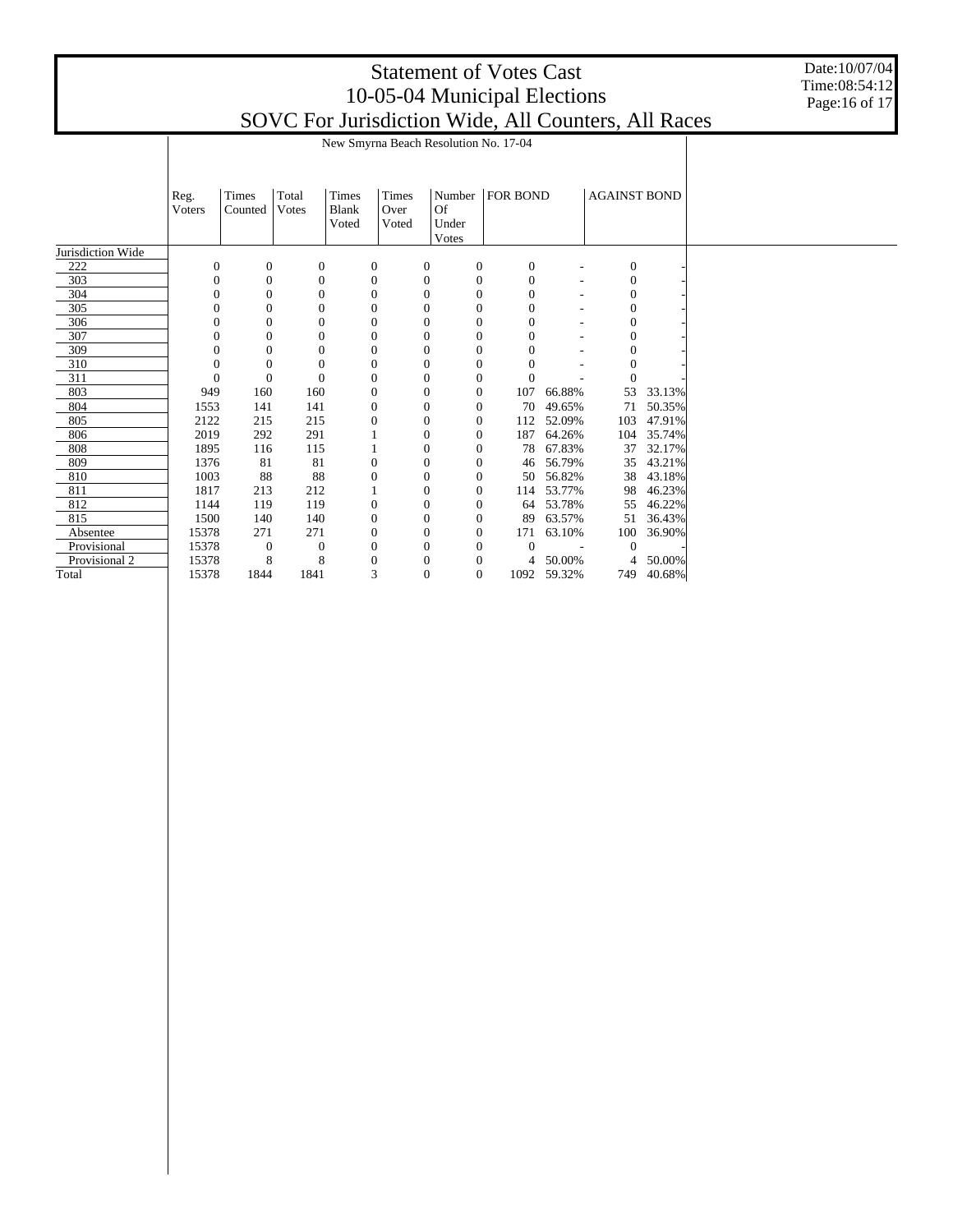# Statement of Votes Cast
# 10-05-04 Municipal Elections
# SOVC For Jurisdiction Wide, All Counters, All Races

Date:10/07/04
Time:08:54:12

| | New Smyrna Beach Resolution No. 17-04 | | | | | | | | | |
|---|---|---|---|---|---|---|---|---|---|---|
| | Reg. Voters | Times Counted | Total Votes | Times Blank Voted | Times Over Voted | Number Of Under Votes | FOR BOND | | AGAINST BOND | |
| Jurisdiction Wide | | | | | | | | | | |
| 222 | 0 | 0 | 0 | 0 | 0 | 0 | 0 | - | 0 | - |
| 303 | 0 | 0 | 0 | 0 | 0 | 0 | 0 | - | 0 | - |
| 304 | 0 | 0 | 0 | 0 | 0 | 0 | 0 | - | 0 | - |
| 305 | 0 | 0 | 0 | 0 | 0 | 0 | 0 | - | 0 | - |
| 306 | 0 | 0 | 0 | 0 | 0 | 0 | 0 | - | 0 | - |
| 307 | 0 | 0 | 0 | 0 | 0 | 0 | 0 | - | 0 | - |
| 309 | 0 | 0 | 0 | 0 | 0 | 0 | 0 | - | 0 | - |
| 310 | 0 | 0 | 0 | 0 | 0 | 0 | 0 | - | 0 | - |
| 311 | 0 | 0 | 0 | 0 | 0 | 0 | 0 | - | 0 | - |
| 803 | 949 | 160 | 160 | 0 | 0 | 0 | 107 | 66.88% | 53 | 33.13% |
| 804 | 1553 | 141 | 141 | 0 | 0 | 0 | 70 | 49.65% | 71 | 50.35% |
| 805 | 2122 | 215 | 215 | 0 | 0 | 0 | 112 | 52.09% | 103 | 47.91% |
| 806 | 2019 | 292 | 291 | 1 | 0 | 0 | 187 | 64.26% | 104 | 35.74% |
| 808 | 1895 | 116 | 115 | 1 | 0 | 0 | 78 | 67.83% | 37 | 32.17% |
| 809 | 1376 | 81 | 81 | 0 | 0 | 0 | 46 | 56.79% | 35 | 43.21% |
| 810 | 1003 | 88 | 88 | 0 | 0 | 0 | 50 | 56.82% | 38 | 43.18% |
| 811 | 1817 | 213 | 212 | 1 | 0 | 0 | 114 | 53.77% | 98 | 46.23% |
| 812 | 1144 | 119 | 119 | 0 | 0 | 0 | 64 | 53.78% | 55 | 46.22% |
| 815 | 1500 | 140 | 140 | 0 | 0 | 0 | 89 | 63.57% | 51 | 36.43% |
| Absentee | 15378 | 271 | 271 | 0 | 0 | 0 | 171 | 63.10% | 100 | 36.90% |
| Provisional | 15378 | 0 | 0 | 0 | 0 | 0 | 0 | - | 0 | - |
| Provisional 2 | 15378 | 8 | 8 | 0 | 0 | 0 | 4 | 50.00% | 4 | 50.00% |
| Total | 15378 | 1844 | 1841 | 3 | 0 | 0 | 1092 | 59.32% | 749 | 40.68% |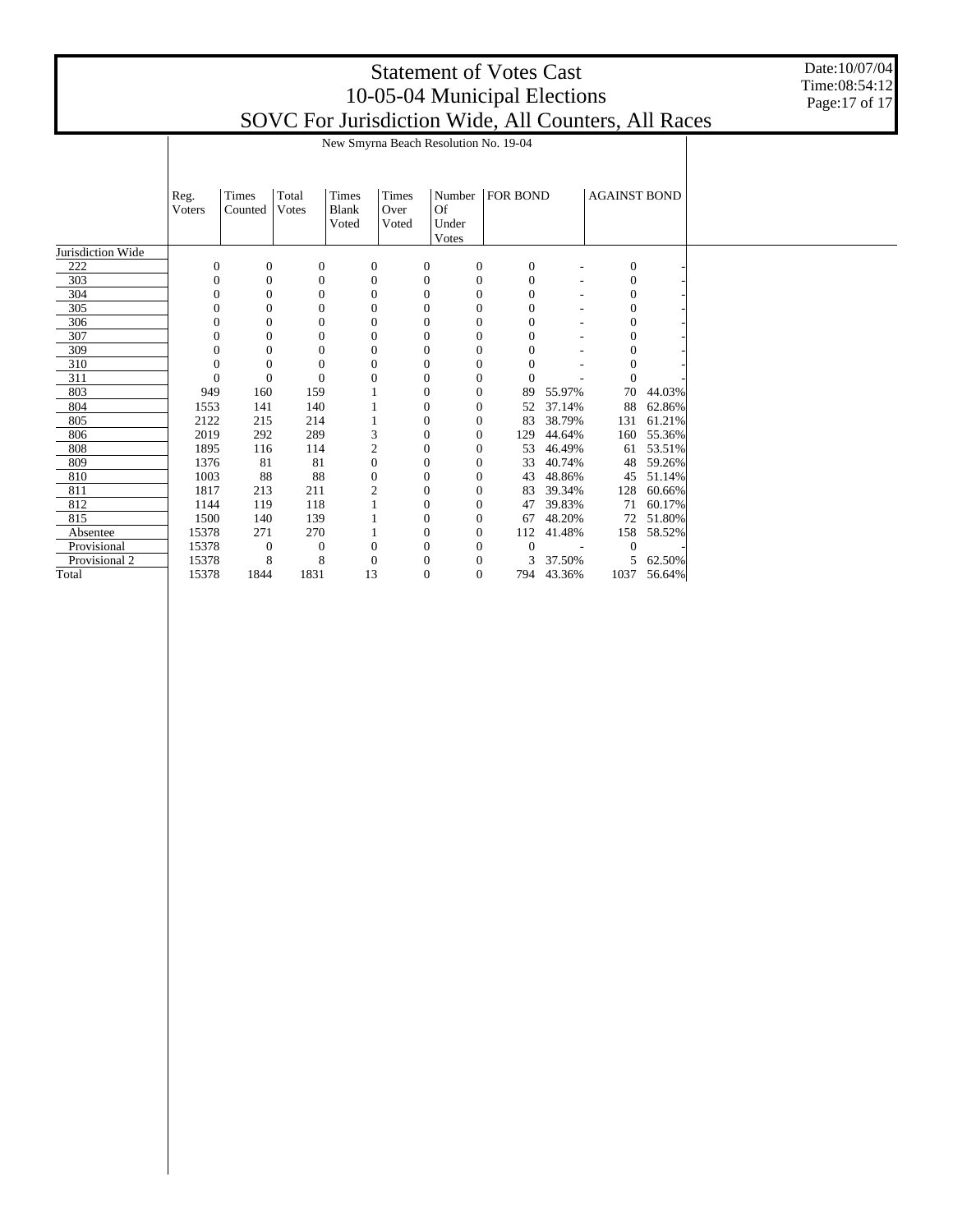# Statement of Votes Cast
# 10-05-04 Municipal Elections
# SOVC For Jurisdiction Wide, All Counters, All Races

Date:10/07/04
Time:08:54:12

New Smyrna Beach Resolution No. 19-04

| | Reg. Voters | Times Counted | Total Votes | Times Blank Voted | Times Over Voted | Number Of Under Votes | FOR BOND | | AGAINST BOND | |
|---|---|---|---|---|---|---|---|---|---|---|
| Jurisdiction Wide | | | | | | | | | | |
| 222 | 0 | 0 | 0 | 0 | 0 | 0 | 0 | - | 0 | - |
| 303 | 0 | 0 | 0 | 0 | 0 | 0 | 0 | - | 0 | - |
| 304 | 0 | 0 | 0 | 0 | 0 | 0 | 0 | - | 0 | - |
| 305 | 0 | 0 | 0 | 0 | 0 | 0 | 0 | - | 0 | - |
| 306 | 0 | 0 | 0 | 0 | 0 | 0 | 0 | - | 0 | - |
| 307 | 0 | 0 | 0 | 0 | 0 | 0 | 0 | - | 0 | - |
| 309 | 0 | 0 | 0 | 0 | 0 | 0 | 0 | - | 0 | - |
| 310 | 0 | 0 | 0 | 0 | 0 | 0 | 0 | - | 0 | - |
| 311 | 0 | 0 | 0 | 0 | 0 | 0 | 0 | - | 0 | - |
| 803 | 949 | 160 | 159 | 1 | 0 | 0 | 89 | 55.97% | 70 | 44.03% |
| 804 | 1553 | 141 | 140 | 1 | 0 | 0 | 52 | 37.14% | 88 | 62.86% |
| 805 | 2122 | 215 | 214 | 1 | 0 | 0 | 83 | 38.79% | 131 | 61.21% |
| 806 | 2019 | 292 | 289 | 3 | 0 | 0 | 129 | 44.64% | 160 | 55.36% |
| 808 | 1895 | 116 | 114 | 2 | 0 | 0 | 53 | 46.49% | 61 | 53.51% |
| 809 | 1376 | 81 | 81 | 0 | 0 | 0 | 33 | 40.74% | 48 | 59.26% |
| 810 | 1003 | 88 | 88 | 0 | 0 | 0 | 43 | 48.86% | 45 | 51.14% |
| 811 | 1817 | 213 | 211 | 2 | 0 | 0 | 83 | 39.34% | 128 | 60.66% |
| 812 | 1144 | 119 | 118 | 1 | 0 | 0 | 47 | 39.83% | 71 | 60.17% |
| 815 | 1500 | 140 | 139 | 1 | 0 | 0 | 67 | 48.20% | 72 | 51.80% |
| Absentee | 15378 | 271 | 270 | 1 | 0 | 0 | 112 | 41.48% | 158 | 58.52% |
| Provisional | 15378 | 0 | 0 | 0 | 0 | 0 | 0 | - | 0 | - |
| Provisional 2 | 15378 | 8 | 8 | 0 | 0 | 0 | 3 | 37.50% | 5 | 62.50% |
| Total | 15378 | 1844 | 1831 | 13 | 0 | 0 | 794 | 43.36% | 1037 | 56.64% |